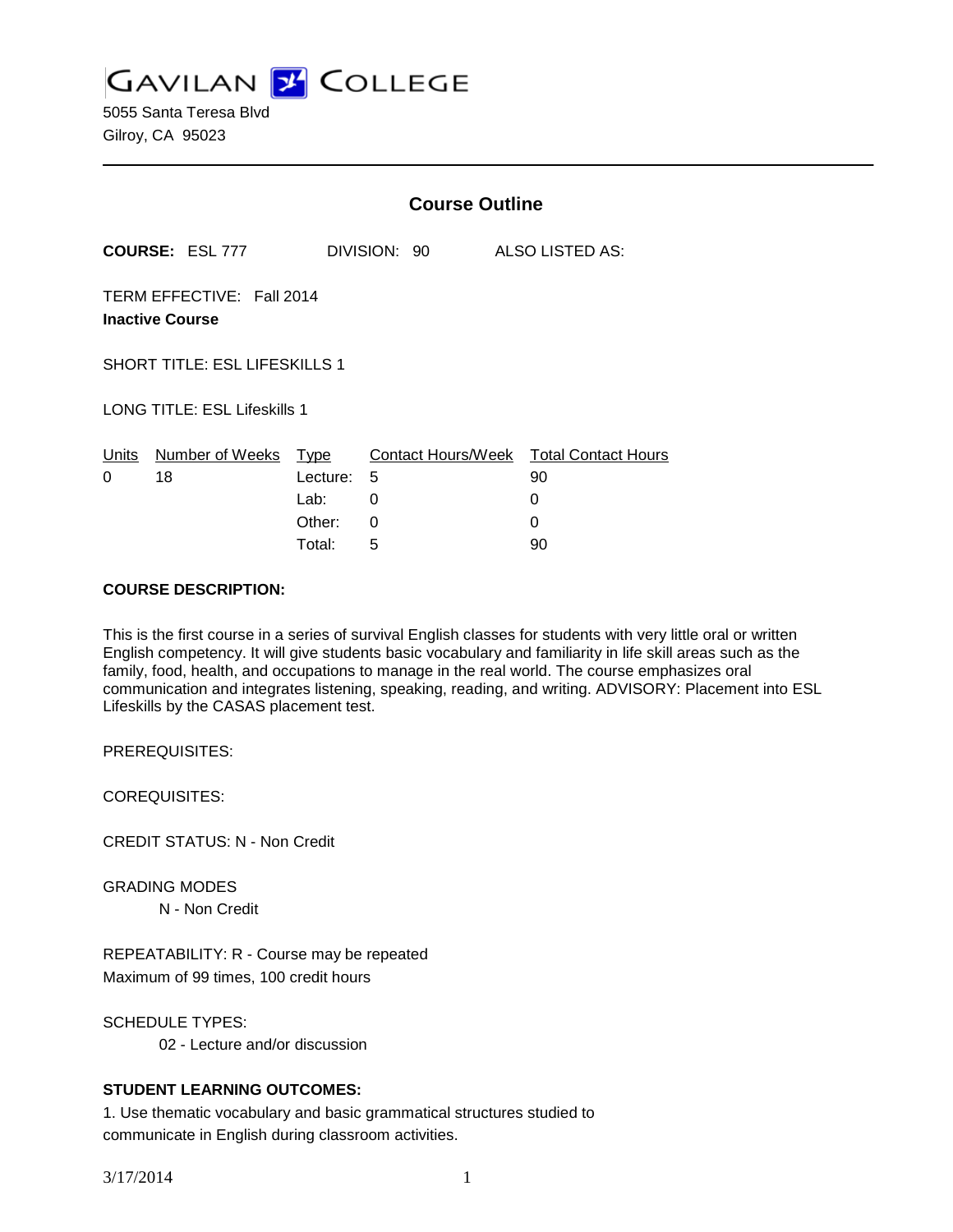# GAVILAN COLLEGE

5055 Santa Teresa Blvd
Gilroy, CA 95023

## Course Outline

**COURSE:** ESL 777 DIVISION: 90 ALSO LISTED AS:

TERM EFFECTIVE: Fall 2014
**Inactive Course**

SHORT TITLE: ESL LIFESKILLS 1

LONG TITLE: ESL Lifeskills 1

| Units | Number of Weeks | Type | Contact Hours/Week | Total Contact Hours |
|---|---|---|---|---|
| 0 | 18 | Lecture: | 5 | 90 |
| | | Lab: | 0 | 0 |
| | | Other: | 0 | 0 |
| | | Total: | 5 | 90 |

**COURSE DESCRIPTION:**

This is the first course in a series of survival English classes for students with very little oral or written English competency. It will give students basic vocabulary and familiarity in life skill areas such as the family, food, health, and occupations to manage in the real world. The course emphasizes oral communication and integrates listening, speaking, reading, and writing. ADVISORY: Placement into ESL Lifeskills by the CASAS placement test.

PREREQUISITES:

COREQUISITES:

CREDIT STATUS: N - Non Credit

GRADING MODES
N - Non Credit

REPEATABILITY: R - Course may be repeated
Maximum of 99 times, 100 credit hours

SCHEDULE TYPES:
02 - Lecture and/or discussion

**STUDENT LEARNING OUTCOMES:**

1. Use thematic vocabulary and basic grammatical structures studied to communicate in English during classroom activities.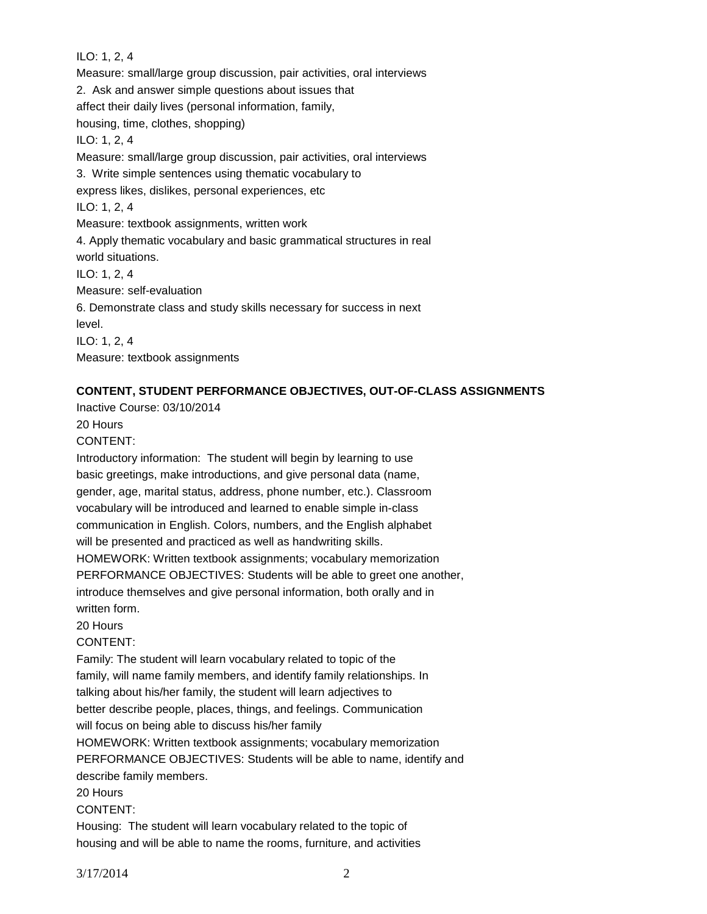ILO: 1, 2, 4

Measure: small/large group discussion, pair activities, oral interviews

2. Ask and answer simple questions about issues that affect their daily lives (personal information, family, housing, time, clothes, shopping)

ILO: 1, 2, 4

Measure: small/large group discussion, pair activities, oral interviews

3. Write simple sentences using thematic vocabulary to express likes, dislikes, personal experiences, etc

ILO: 1, 2, 4

Measure: textbook assignments, written work

4. Apply thematic vocabulary and basic grammatical structures in real world situations.

ILO: 1, 2, 4

Measure: self-evaluation

6. Demonstrate class and study skills necessary for success in next level.

ILO: 1, 2, 4

Measure: textbook assignments

**CONTENT, STUDENT PERFORMANCE OBJECTIVES, OUT-OF-CLASS ASSIGNMENTS**

Inactive Course: 03/10/2014

20 Hours

CONTENT:

Introductory information: The student will begin by learning to use basic greetings, make introductions, and give personal data (name, gender, age, marital status, address, phone number, etc.). Classroom vocabulary will be introduced and learned to enable simple in-class communication in English. Colors, numbers, and the English alphabet will be presented and practiced as well as handwriting skills.

HOMEWORK: Written textbook assignments; vocabulary memorization

PERFORMANCE OBJECTIVES: Students will be able to greet one another, introduce themselves and give personal information, both orally and in written form.

20 Hours

CONTENT:

Family: The student will learn vocabulary related to topic of the family, will name family members, and identify family relationships. In talking about his/her family, the student will learn adjectives to better describe people, places, things, and feelings. Communication will focus on being able to discuss his/her family

HOMEWORK: Written textbook assignments; vocabulary memorization

PERFORMANCE OBJECTIVES: Students will be able to name, identify and describe family members.

20 Hours

CONTENT:

Housing: The student will learn vocabulary related to the topic of housing and will be able to name the rooms, furniture, and activities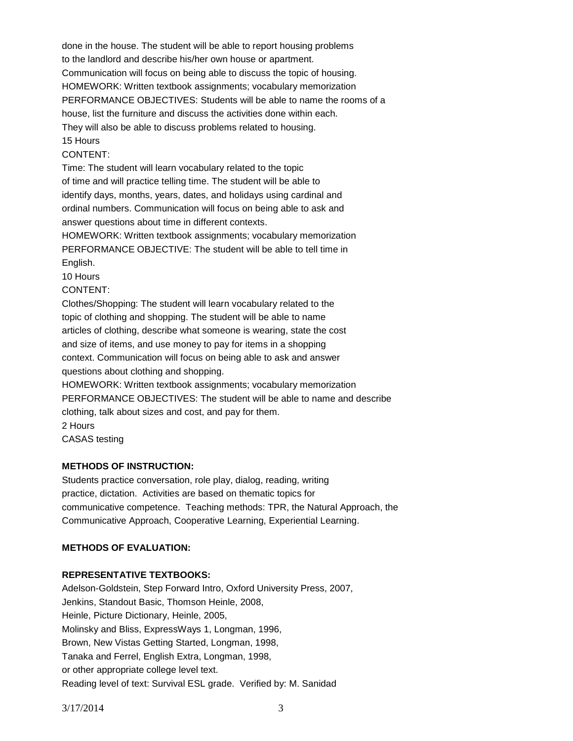done in the house. The student will be able to report housing problems to the landlord and describe his/her own house or apartment. Communication will focus on being able to discuss the topic of housing.

HOMEWORK: Written textbook assignments; vocabulary memorization

PERFORMANCE OBJECTIVES: Students will be able to name the rooms of a house, list the furniture and discuss the activities done within each. They will also be able to discuss problems related to housing.

15 Hours

CONTENT:

Time: The student will learn vocabulary related to the topic of time and will practice telling time. The student will be able to identify days, months, years, dates, and holidays using cardinal and ordinal numbers. Communication will focus on being able to ask and answer questions about time in different contexts.

HOMEWORK: Written textbook assignments; vocabulary memorization

PERFORMANCE OBJECTIVE: The student will be able to tell time in English.

10 Hours

CONTENT:

Clothes/Shopping: The student will learn vocabulary related to the topic of clothing and shopping. The student will be able to name articles of clothing, describe what someone is wearing, state the cost and size of items, and use money to pay for items in a shopping context. Communication will focus on being able to ask and answer questions about clothing and shopping.

HOMEWORK: Written textbook assignments; vocabulary memorization

PERFORMANCE OBJECTIVES: The student will be able to name and describe clothing, talk about sizes and cost, and pay for them.

2 Hours

CASAS testing

**METHODS OF INSTRUCTION:**

Students practice conversation, role play, dialog, reading, writing practice, dictation. Activities are based on thematic topics for communicative competence. Teaching methods: TPR, the Natural Approach, the Communicative Approach, Cooperative Learning, Experiential Learning.

**METHODS OF EVALUATION:**

**REPRESENTATIVE TEXTBOOKS:**

Adelson-Goldstein, Step Forward Intro, Oxford University Press, 2007,
Jenkins, Standout Basic, Thomson Heinle, 2008,
Heinle, Picture Dictionary, Heinle, 2005,
Molinsky and Bliss, ExpressWays 1, Longman, 1996,
Brown, New Vistas Getting Started, Longman, 1998,
Tanaka and Ferrel, English Extra, Longman, 1998,
or other appropriate college level text.
Reading level of text: Survival ESL grade. Verified by: M. Sanidad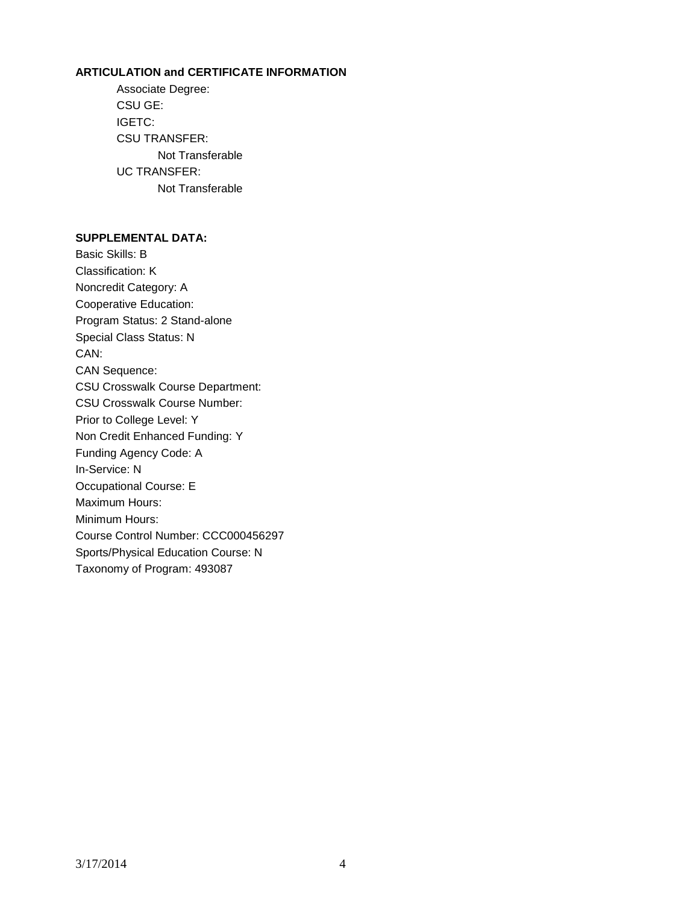**ARTICULATION and CERTIFICATE INFORMATION**

Associate Degree:

CSU GE:

IGETC:

CSU TRANSFER:

Not Transferable

UC TRANSFER:

Not Transferable

**SUPPLEMENTAL DATA:**

Basic Skills: B

Classification: K

Noncredit Category: A

Cooperative Education:

Program Status: 2 Stand-alone

Special Class Status: N

CAN:

CAN Sequence:

CSU Crosswalk Course Department:

CSU Crosswalk Course Number:

Prior to College Level: Y

Non Credit Enhanced Funding: Y

Funding Agency Code: A

In-Service: N

Occupational Course: E

Maximum Hours:

Minimum Hours:

Course Control Number: CCC000456297

Sports/Physical Education Course: N

Taxonomy of Program: 493087

3/17/2014